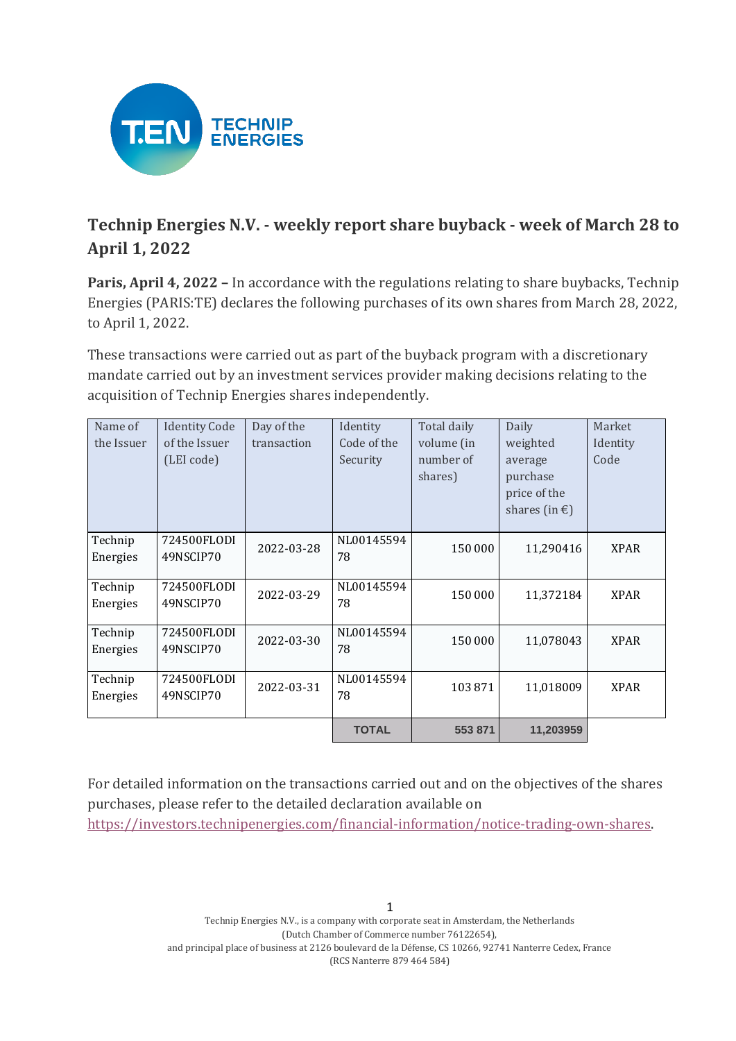# Technip Energies N.V. - weekly report share buyback - week of March 28 to April 1, 2022

**Paris, April 4, 2022 –** In accordance with the regulations relating to share buybacks, Technip Energies (PARIS:TE) declares the following purchases of its own shares from March 28, 2022, to April 1, 2022.

These transactions were carried out as part of the buyback program with a discretionary mandate carried out by an investment services provider making decisions relating to the acquisition of Technip Energies shares independently.

| Name of the Issuer | Identity Code of the Issuer (LEI code) | Day of the transaction | Identity Code of the Security | Total daily volume (in number of shares) | Daily weighted average purchase price of the shares (in €) | Market Identity Code |
|---|---|---|---|---|---|---|
| Technip Energies | 724500FLODI49NSCIP70 | 2022-03-28 | NL0014559478 | 150 000 | 11,290416 | XPAR |
| Technip Energies | 724500FLODI49NSCIP70 | 2022-03-29 | NL0014559478 | 150 000 | 11,372184 | XPAR |
| Technip Energies | 724500FLODI49NSCIP70 | 2022-03-30 | NL0014559478 | 150 000 | 11,078043 | XPAR |
| Technip Energies | 724500FLODI49NSCIP70 | 2022-03-31 | NL0014559478 | 103 871 | 11,018009 | XPAR |
| | | | **TOTAL** | **553 871** | **11,203959** | |

For detailed information on the transactions carried out and on the objectives of the shares purchases, please refer to the detailed declaration available on https://investors.technipenergies.com/financial-information/notice-trading-own-shares.

Technip Energies N.V., is a company with corporate seat in Amsterdam, the Netherlands
(Dutch Chamber of Commerce number 76122654),
and principal place of business at 2126 boulevard de la Défense, CS 10266, 92741 Nanterre Cedex, France
(RCS Nanterre 879 464 584)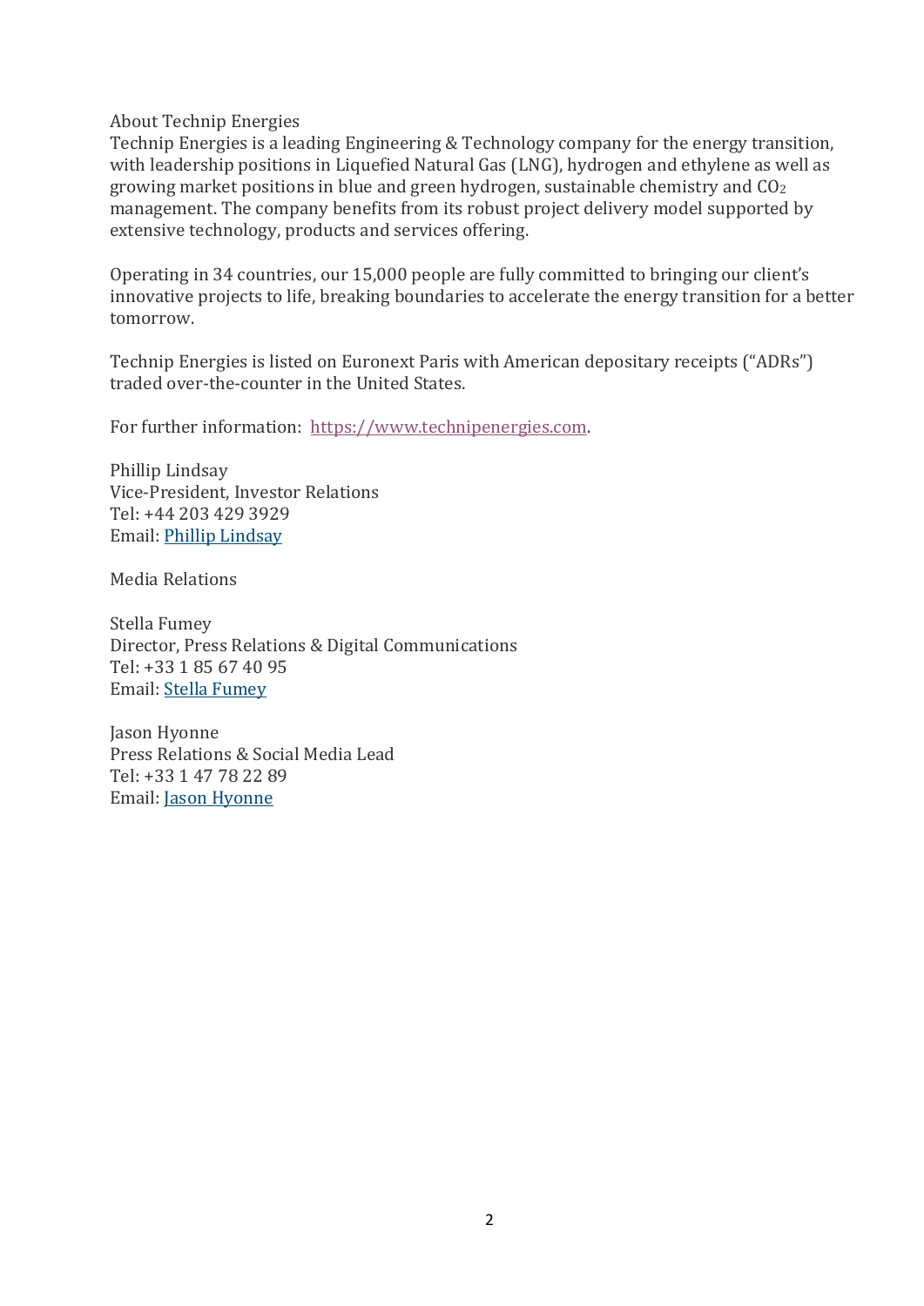About Technip Energies

Technip Energies is a leading Engineering & Technology company for the energy transition, with leadership positions in Liquefied Natural Gas (LNG), hydrogen and ethylene as well as growing market positions in blue and green hydrogen, sustainable chemistry and $CO_2$ management. The company benefits from its robust project delivery model supported by extensive technology, products and services offering.

Operating in 34 countries, our 15,000 people are fully committed to bringing our client's innovative projects to life, breaking boundaries to accelerate the energy transition for a better tomorrow.

Technip Energies is listed on Euronext Paris with American depositary receipts ("ADRs") traded over-the-counter in the United States.

For further information: [https://www.technipenergies.com](https://www.technipenergies.com).

Phillip Lindsay
Vice-President, Investor Relations
Tel: +44 203 429 3929
Email: Phillip Lindsay

Media Relations

Stella Fumey
Director, Press Relations & Digital Communications
Tel: +33 1 85 67 40 95
Email: Stella Fumey

Jason Hyonne
Press Relations & Social Media Lead
Tel: +33 1 47 78 22 89
Email: Jason Hyonne